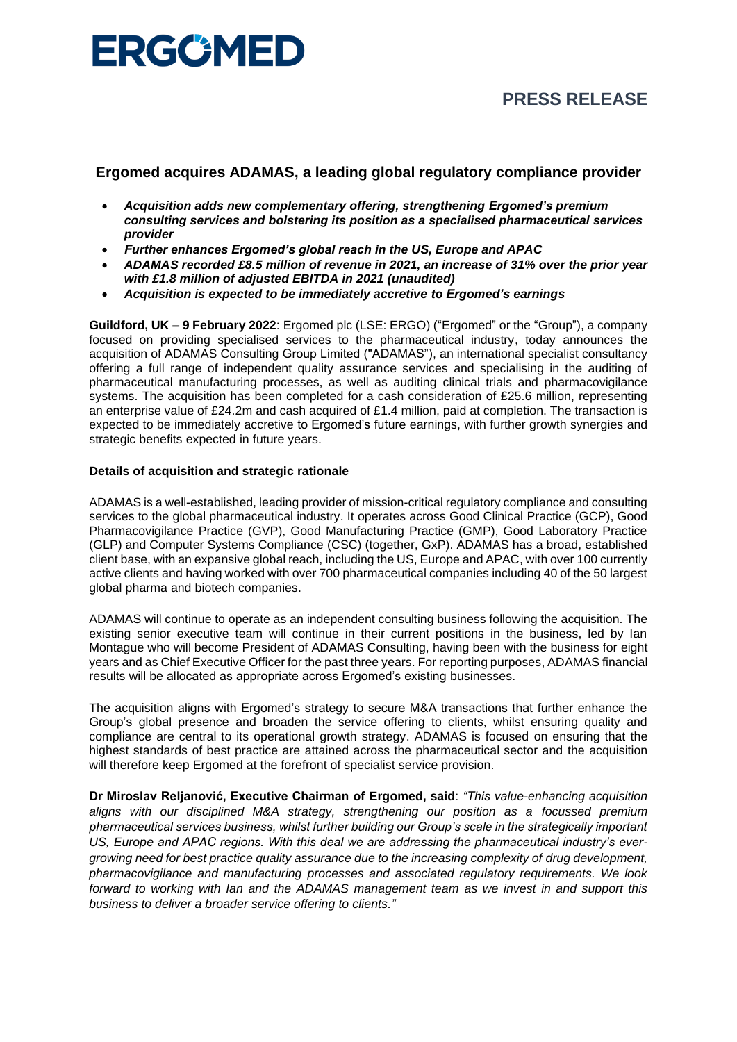# ERGOMED

## PRESS RELEASE

### Ergomed acquires ADAMAS, a leading global regulatory compliance provider

- ***Acquisition adds new complementary offering, strengthening Ergomed's premium consulting services and bolstering its position as a specialised pharmaceutical services provider***
- ***Further enhances Ergomed's global reach in the US, Europe and APAC***
- ***ADAMAS recorded £8.5 million of revenue in 2021, an increase of 31% over the prior year with £1.8 million of adjusted EBITDA in 2021 (unaudited)***
- ***Acquisition is expected to be immediately accretive to Ergomed's earnings***

**Guildford, UK – 9 February 2022**: Ergomed plc (LSE: ERGO) ("Ergomed" or the "Group"), a company focused on providing specialised services to the pharmaceutical industry, today announces the acquisition of ADAMAS Consulting Group Limited ("ADAMAS"), an international specialist consultancy offering a full range of independent quality assurance services and specialising in the auditing of pharmaceutical manufacturing processes, as well as auditing clinical trials and pharmacovigilance systems. The acquisition has been completed for a cash consideration of £25.6 million, representing an enterprise value of £24.2m and cash acquired of £1.4 million, paid at completion. The transaction is expected to be immediately accretive to Ergomed's future earnings, with further growth synergies and strategic benefits expected in future years.

**Details of acquisition and strategic rationale**

ADAMAS is a well-established, leading provider of mission-critical regulatory compliance and consulting services to the global pharmaceutical industry. It operates across Good Clinical Practice (GCP), Good Pharmacovigilance Practice (GVP), Good Manufacturing Practice (GMP), Good Laboratory Practice (GLP) and Computer Systems Compliance (CSC) (together, GxP). ADAMAS has a broad, established client base, with an expansive global reach, including the US, Europe and APAC, with over 100 currently active clients and having worked with over 700 pharmaceutical companies including 40 of the 50 largest global pharma and biotech companies.

ADAMAS will continue to operate as an independent consulting business following the acquisition. The existing senior executive team will continue in their current positions in the business, led by Ian Montague who will become President of ADAMAS Consulting, having been with the business for eight years and as Chief Executive Officer for the past three years. For reporting purposes, ADAMAS financial results will be allocated as appropriate across Ergomed's existing businesses.

The acquisition aligns with Ergomed's strategy to secure M&A transactions that further enhance the Group's global presence and broaden the service offering to clients, whilst ensuring quality and compliance are central to its operational growth strategy. ADAMAS is focused on ensuring that the highest standards of best practice are attained across the pharmaceutical sector and the acquisition will therefore keep Ergomed at the forefront of specialist service provision.

**Dr Miroslav Reljanović, Executive Chairman of Ergomed, said**: *"This value-enhancing acquisition aligns with our disciplined M&A strategy, strengthening our position as a focussed premium pharmaceutical services business, whilst further building our Group's scale in the strategically important US, Europe and APAC regions. With this deal we are addressing the pharmaceutical industry's ever-growing need for best practice quality assurance due to the increasing complexity of drug development, pharmacovigilance and manufacturing processes and associated regulatory requirements. We look forward to working with Ian and the ADAMAS management team as we invest in and support this business to deliver a broader service offering to clients."*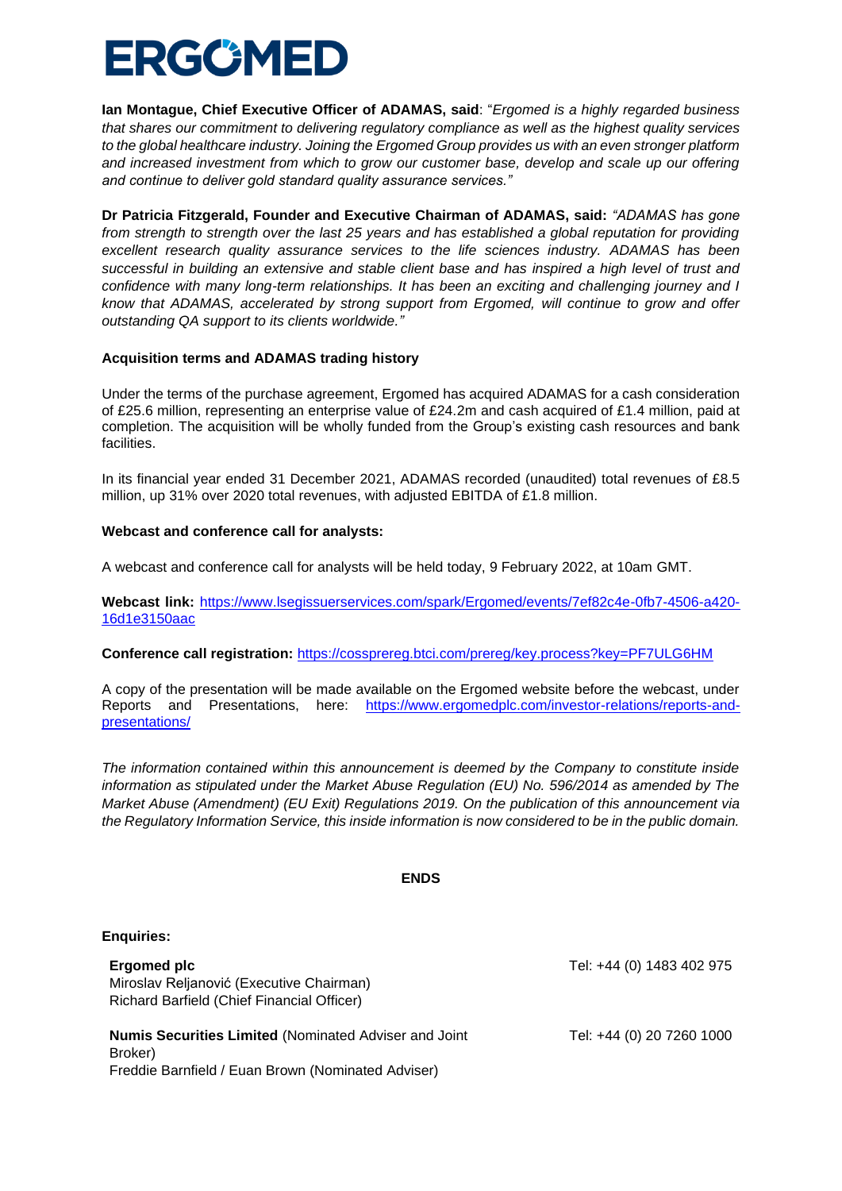**Ian Montague, Chief Executive Officer of ADAMAS, said**: "*Ergomed is a highly regarded business that shares our commitment to delivering regulatory compliance as well as the highest quality services to the global healthcare industry. Joining the Ergomed Group provides us with an even stronger platform and increased investment from which to grow our customer base, develop and scale up our offering and continue to deliver gold standard quality assurance services.*"

**Dr Patricia Fitzgerald, Founder and Executive Chairman of ADAMAS, said:** *"ADAMAS has gone from strength to strength over the last 25 years and has established a global reputation for providing excellent research quality assurance services to the life sciences industry. ADAMAS has been successful in building an extensive and stable client base and has inspired a high level of trust and confidence with many long-term relationships. It has been an exciting and challenging journey and I know that ADAMAS, accelerated by strong support from Ergomed, will continue to grow and offer outstanding QA support to its clients worldwide."*

**Acquisition terms and ADAMAS trading history**

Under the terms of the purchase agreement, Ergomed has acquired ADAMAS for a cash consideration of £25.6 million, representing an enterprise value of £24.2m and cash acquired of £1.4 million, paid at completion. The acquisition will be wholly funded from the Group's existing cash resources and bank facilities.

In its financial year ended 31 December 2021, ADAMAS recorded (unaudited) total revenues of £8.5 million, up 31% over 2020 total revenues, with adjusted EBITDA of £1.8 million.

**Webcast and conference call for analysts:**

A webcast and conference call for analysts will be held today, 9 February 2022, at 10am GMT.

**Webcast link:** https://www.lsegissuerservices.com/spark/Ergomed/events/7ef82c4e-0fb7-4506-a420-16d1e3150aac

**Conference call registration:** https://cossprereg.btci.com/prereg/key.process?key=PF7ULG6HM

A copy of the presentation will be made available on the Ergomed website before the webcast, under Reports and Presentations, here: https://www.ergomedplc.com/investor-relations/reports-and-presentations/

*The information contained within this announcement is deemed by the Company to constitute inside information as stipulated under the Market Abuse Regulation (EU) No. 596/2014 as amended by The Market Abuse (Amendment) (EU Exit) Regulations 2019. On the publication of this announcement via the Regulatory Information Service, this inside information is now considered to be in the public domain.*

**ENDS**

**Enquiries:**

| | |
|---|---|
| **Ergomed plc**<br>Miroslav Reljanović (Executive Chairman)<br>Richard Barfield (Chief Financial Officer) | Tel: +44 (0) 1483 402 975 |
| **Numis Securities Limited** (Nominated Adviser and Joint Broker)<br>Freddie Barnfield / Euan Brown (Nominated Adviser) | Tel: +44 (0) 20 7260 1000 |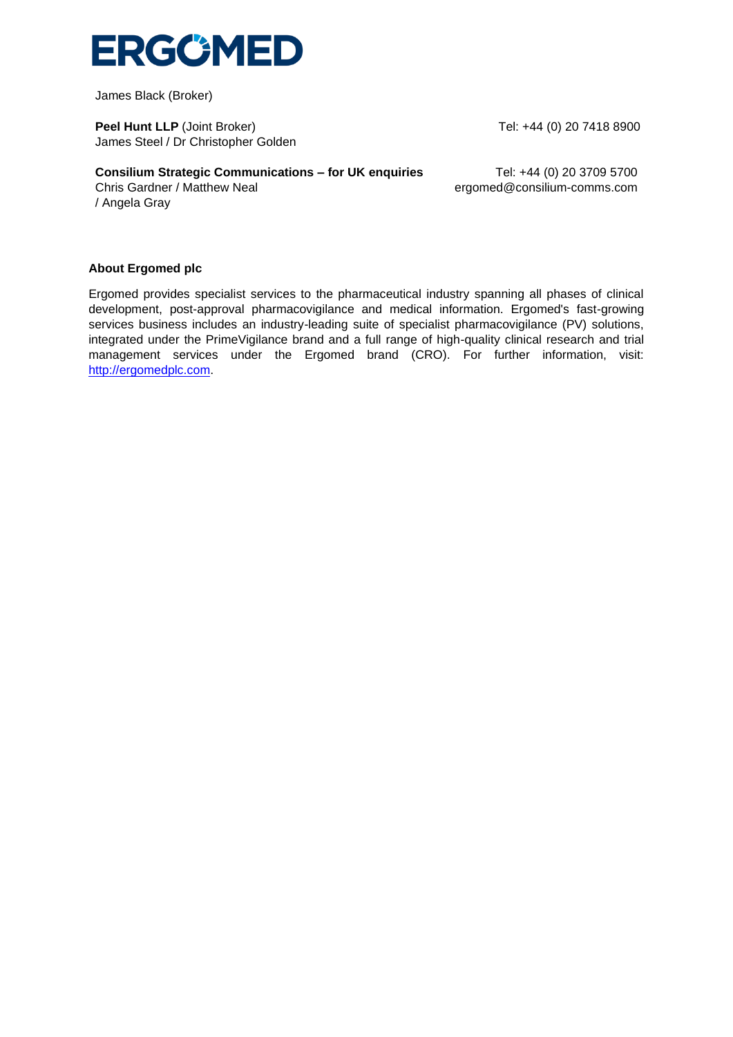James Black (Broker)

**Peel Hunt LLP** (Joint Broker) Tel: +44 (0) 20 7418 8900
James Steel / Dr Christopher Golden

**Consilium Strategic Communications – for UK enquiries** Tel: +44 (0) 20 3709 5700
Chris Gardner / Matthew Neal / Angela Gray ergomed@consilium-comms.com

**About Ergomed plc**

Ergomed provides specialist services to the pharmaceutical industry spanning all phases of clinical development, post-approval pharmacovigilance and medical information. Ergomed's fast-growing services business includes an industry-leading suite of specialist pharmacovigilance (PV) solutions, integrated under the PrimeVigilance brand and a full range of high-quality clinical research and trial management services under the Ergomed brand (CRO). For further information, visit: http://ergomedplc.com.